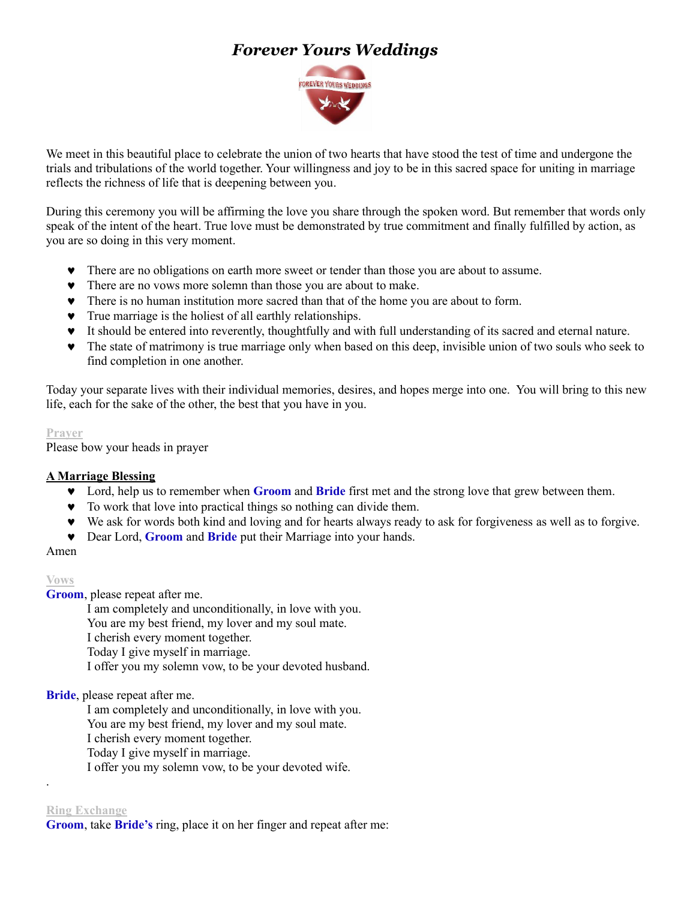# *Forever Yours Weddings*

We meet in this beautiful place to celebrate the union of two hearts that have stood the test of time and undergone the trials and tribulations of the world together. Your willingness and joy to be in this sacred space for uniting in marriage reflects the richness of life that is deepening between you.

During this ceremony you will be affirming the love you share through the spoken word. But remember that words only speak of the intent of the heart. True love must be demonstrated by true commitment and finally fulfilled by action, as you are so doing in this very moment.

- There are no obligations on earth more sweet or tender than those you are about to assume.
- There are no vows more solemn than those you are about to make.
- There is no human institution more sacred than that of the home you are about to form.
- True marriage is the holiest of all earthly relationships.
- It should be entered into reverently, thoughtfully and with full understanding of its sacred and eternal nature.
- The state of matrimony is true marriage only when based on this deep, invisible union of two souls who seek to find completion in one another.

Today your separate lives with their individual memories, desires, and hopes merge into one. You will bring to this new life, each for the sake of the other, the best that you have in you.

**Prayer**

Please bow your heads in prayer

**A Marriage Blessing**

- Lord, help us to remember when **Groom** and **Bride** first met and the strong love that grew between them.
- To work that love into practical things so nothing can divide them.
- We ask for words both kind and loving and for hearts always ready to ask for forgiveness as well as to forgive.
- Dear Lord, **Groom** and **Bride** put their Marriage into your hands.

Amen

**Vows**

**Groom**, please repeat after me.

I am completely and unconditionally, in love with you.
You are my best friend, my lover and my soul mate.
I cherish every moment together.
Today I give myself in marriage.
I offer you my solemn vow, to be your devoted husband.

**Bride**, please repeat after me.

I am completely and unconditionally, in love with you.
You are my best friend, my lover and my soul mate.
I cherish every moment together.
Today I give myself in marriage.
I offer you my solemn vow, to be your devoted wife.

.

**Ring Exchange**

**Groom**, take **Bride's** ring, place it on her finger and repeat after me: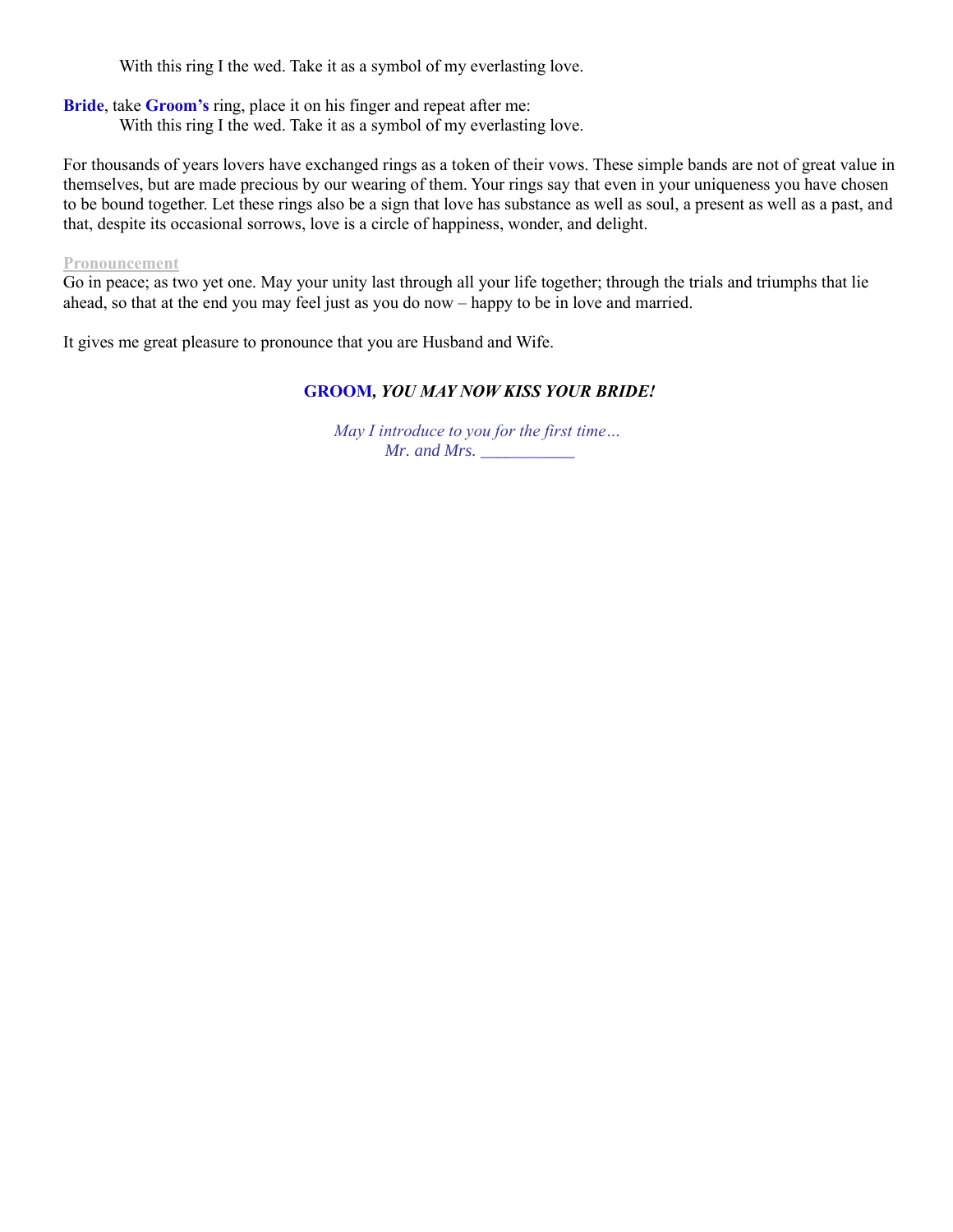With this ring I the wed. Take it as a symbol of my everlasting love.

**Bride**, take **Groom's** ring, place it on his finger and repeat after me:

With this ring I the wed. Take it as a symbol of my everlasting love.

For thousands of years lovers have exchanged rings as a token of their vows. These simple bands are not of great value in themselves, but are made precious by our wearing of them. Your rings say that even in your uniqueness you have chosen to be bound together. Let these rings also be a sign that love has substance as well as soul, a present as well as a past, and that, despite its occasional sorrows, love is a circle of happiness, wonder, and delight.

**Pronouncement**

Go in peace; as two yet one. May your unity last through all your life together; through the trials and triumphs that lie ahead, so that at the end you may feel just as you do now – happy to be in love and married.

It gives me great pleasure to pronounce that you are Husband and Wife.

**GROOM*, YOU MAY NOW KISS YOUR BRIDE!***

*May I introduce to you for the first time…*
*Mr. and Mrs. \_\_\_\_\_\_\_\_\_\_\_*